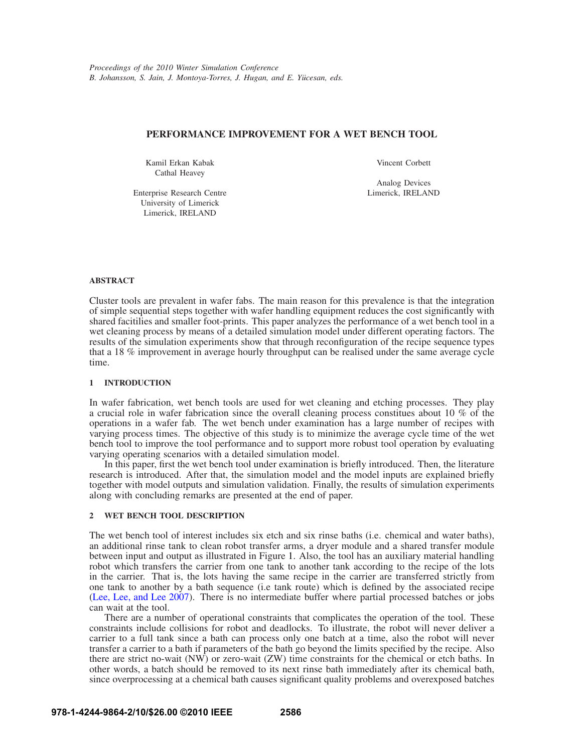*Proceedings of the 2010 Winter Simulation Conference*
*B. Johansson, S. Jain, J. Montoya-Torres, J. Hugan, and E. Yücesan, eds.*

# PERFORMANCE IMPROVEMENT FOR A WET BENCH TOOL

Kamil Erkan Kabak
Cathal Heavey

Enterprise Research Centre
University of Limerick
Limerick, IRELAND

Vincent Corbett

Analog Devices
Limerick, IRELAND

## ABSTRACT

Cluster tools are prevalent in wafer fabs. The main reason for this prevalence is that the integration of simple sequential steps together with wafer handling equipment reduces the cost significantly with shared facitilies and smaller foot-prints. This paper analyzes the performance of a wet bench tool in a wet cleaning process by means of a detailed simulation model under different operating factors. The results of the simulation experiments show that through reconfiguration of the recipe sequence types that a 18 % improvement in average hourly throughput can be realised under the same average cycle time.

## 1 INTRODUCTION

In wafer fabrication, wet bench tools are used for wet cleaning and etching processes. They play a crucial role in wafer fabrication since the overall cleaning process constitues about 10 % of the operations in a wafer fab. The wet bench under examination has a large number of recipes with varying process times. The objective of this study is to minimize the average cycle time of the wet bench tool to improve the tool performance and to support more robust tool operation by evaluating varying operating scenarios with a detailed simulation model.

In this paper, first the wet bench tool under examination is briefly introduced. Then, the literature research is introduced. After that, the simulation model and the model inputs are explained briefly together with model outputs and simulation validation. Finally, the results of simulation experiments along with concluding remarks are presented at the end of paper.

## 2 WET BENCH TOOL DESCRIPTION

The wet bench tool of interest includes six etch and six rinse baths (i.e. chemical and water baths), an additional rinse tank to clean robot transfer arms, a dryer module and a shared transfer module between input and output as illustrated in Figure 1. Also, the tool has an auxiliary material handling robot which transfers the carrier from one tank to another tank according to the recipe of the lots in the carrier. That is, the lots having the same recipe in the carrier are transferred strictly from one tank to another by a bath sequence (i.e tank route) which is defined by the associated recipe (Lee, Lee, and Lee 2007). There is no intermediate buffer where partial processed batches or jobs can wait at the tool.

There are a number of operational constraints that complicates the operation of the tool. These constraints include collisions for robot and deadlocks. To illustrate, the robot will never deliver a carrier to a full tank since a bath can process only one batch at a time, also the robot will never transfer a carrier to a bath if parameters of the bath go beyond the limits specified by the recipe. Also there are strict no-wait (NW) or zero-wait (ZW) time constraints for the chemical or etch baths. In other words, a batch should be removed to its next rinse bath immediately after its chemical bath, since overprocessing at a chemical bath causes significant quality problems and overexposed batches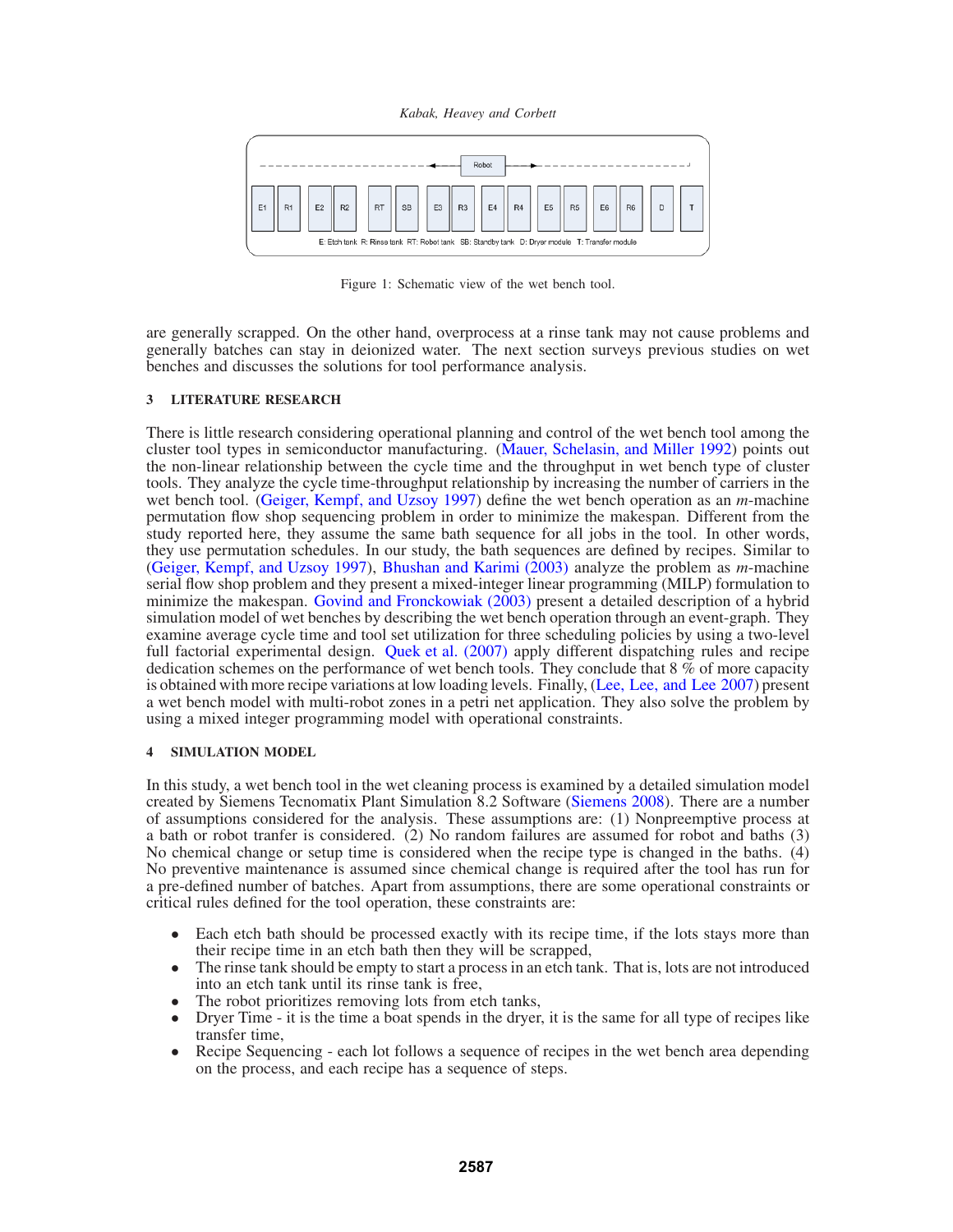Figure 1: Schematic view of the wet bench tool.

are generally scrapped. On the other hand, overprocess at a rinse tank may not cause problems and generally batches can stay in deionized water. The next section surveys previous studies on wet benches and discusses the solutions for tool performance analysis.

## 3 LITERATURE RESEARCH

There is little research considering operational planning and control of the wet bench tool among the cluster tool types in semiconductor manufacturing. (Mauer, Schelasin, and Miller 1992) points out the non-linear relationship between the cycle time and the throughput in wet bench type of cluster tools. They analyze the cycle time-throughput relationship by increasing the number of carriers in the wet bench tool. (Geiger, Kempf, and Uzsoy 1997) define the wet bench operation as an *m*-machine permutation flow shop sequencing problem in order to minimize the makespan. Different from the study reported here, they assume the same bath sequence for all jobs in the tool. In other words, they use permutation schedules. In our study, the bath sequences are defined by recipes. Similar to (Geiger, Kempf, and Uzsoy 1997), Bhushan and Karimi (2003) analyze the problem as *m*-machine serial flow shop problem and they present a mixed-integer linear programming (MILP) formulation to minimize the makespan. Govind and Fronckowiak (2003) present a detailed description of a hybrid simulation model of wet benches by describing the wet bench operation through an event-graph. They examine average cycle time and tool set utilization for three scheduling policies by using a two-level full factorial experimental design. Quek et al. (2007) apply different dispatching rules and recipe dedication schemes on the performance of wet bench tools. They conclude that 8 % of more capacity is obtained with more recipe variations at low loading levels. Finally, (Lee, Lee, and Lee 2007) present a wet bench model with multi-robot zones in a petri net application. They also solve the problem by using a mixed integer programming model with operational constraints.

## 4 SIMULATION MODEL

In this study, a wet bench tool in the wet cleaning process is examined by a detailed simulation model created by Siemens Tecnomatix Plant Simulation 8.2 Software (Siemens 2008). There are a number of assumptions considered for the analysis. These assumptions are: (1) Nonpreemptive process at a bath or robot tranfer is considered. (2) No random failures are assumed for robot and baths (3) No chemical change or setup time is considered when the recipe type is changed in the baths. (4) No preventive maintenance is assumed since chemical change is required after the tool has run for a pre-defined number of batches. Apart from assumptions, there are some operational constraints or critical rules defined for the tool operation, these constraints are:

- Each etch bath should be processed exactly with its recipe time, if the lots stays more than their recipe time in an etch bath then they will be scrapped,
- The rinse tank should be empty to start a process in an etch tank. That is, lots are not introduced into an etch tank until its rinse tank is free,
- The robot prioritizes removing lots from etch tanks,
- Dryer Time - it is the time a boat spends in the dryer, it is the same for all type of recipes like transfer time,
- Recipe Sequencing - each lot follows a sequence of recipes in the wet bench area depending on the process, and each recipe has a sequence of steps.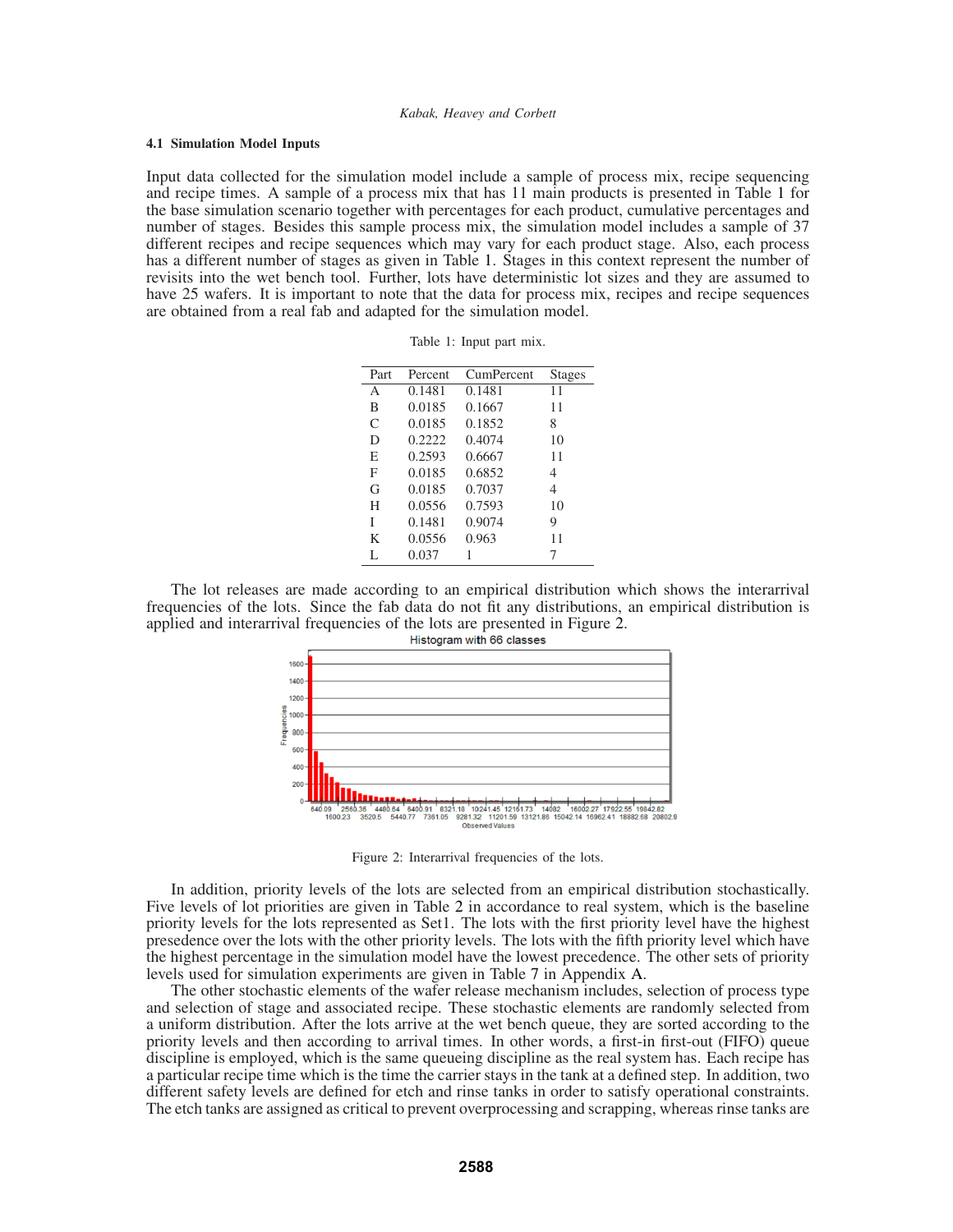### 4.1 Simulation Model Inputs

Input data collected for the simulation model include a sample of process mix, recipe sequencing and recipe times. A sample of a process mix that has 11 main products is presented in Table 1 for the base simulation scenario together with percentages for each product, cumulative percentages and number of stages. Besides this sample process mix, the simulation model includes a sample of 37 different recipes and recipe sequences which may vary for each product stage. Also, each process has a different number of stages as given in Table 1. Stages in this context represent the number of revisits into the wet bench tool. Further, lots have deterministic lot sizes and they are assumed to have 25 wafers. It is important to note that the data for process mix, recipes and recipe sequences are obtained from a real fab and adapted for the simulation model.

Table 1: Input part mix.

| Part | Percent | CumPercent | Stages |
|---|---|---|---|
| A | 0.1481 | 0.1481 | 11 |
| B | 0.0185 | 0.1667 | 11 |
| C | 0.0185 | 0.1852 | 8 |
| D | 0.2222 | 0.4074 | 10 |
| E | 0.2593 | 0.6667 | 11 |
| F | 0.0185 | 0.6852 | 4 |
| G | 0.0185 | 0.7037 | 4 |
| H | 0.0556 | 0.7593 | 10 |
| I | 0.1481 | 0.9074 | 9 |
| K | 0.0556 | 0.963 | 11 |
| L | 0.037 | 1 | 7 |

The lot releases are made according to an empirical distribution which shows the interarrival frequencies of the lots. Since the fab data do not fit any distributions, an empirical distribution is applied and interarrival frequencies of the lots are presented in Figure 2.

Figure 2: Interarrival frequencies of the lots.

In addition, priority levels of the lots are selected from an empirical distribution stochastically. Five levels of lot priorities are given in Table 2 in accordance to real system, which is the baseline priority levels for the lots represented as Set1. The lots with the first priority level have the highest presedence over the lots with the other priority levels. The lots with the fifth priority level which have the highest percentage in the simulation model have the lowest precedence. The other sets of priority levels used for simulation experiments are given in Table 7 in Appendix A.

The other stochastic elements of the wafer release mechanism includes, selection of process type and selection of stage and associated recipe. These stochastic elements are randomly selected from a uniform distribution. After the lots arrive at the wet bench queue, they are sorted according to the priority levels and then according to arrival times. In other words, a first-in first-out (FIFO) queue discipline is employed, which is the same queueing discipline as the real system has. Each recipe has a particular recipe time which is the time the carrier stays in the tank at a defined step. In addition, two different safety levels are defined for etch and rinse tanks in order to satisfy operational constraints. The etch tanks are assigned as critical to prevent overprocessing and scrapping, whereas rinse tanks are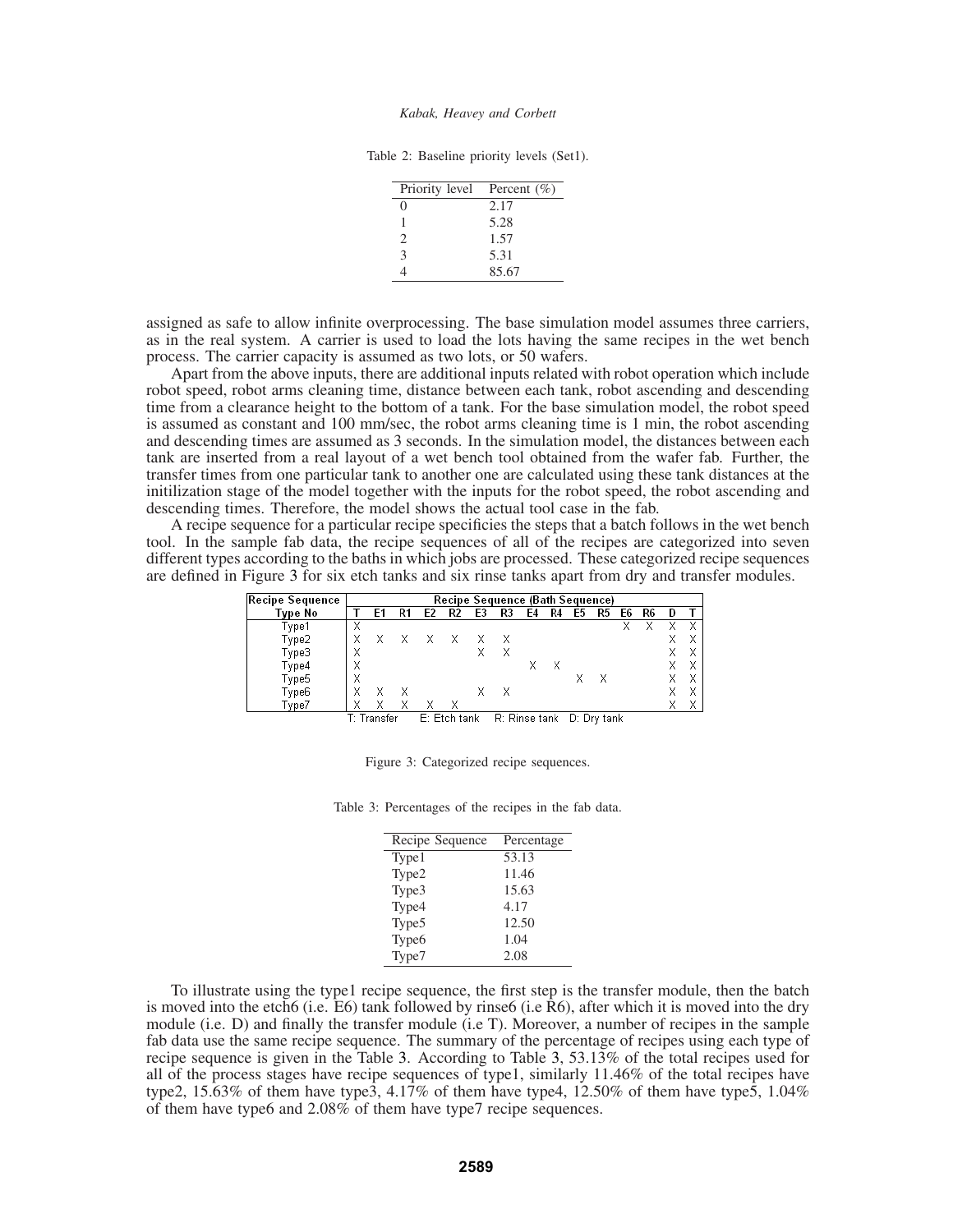Table 2: Baseline priority levels (Set1).

| Priority level | Percent (%) |
|---|---|
| 0 | 2.17 |
| 1 | 5.28 |
| 2 | 1.57 |
| 3 | 5.31 |
| 4 | 85.67 |

assigned as safe to allow infinite overprocessing. The base simulation model assumes three carriers, as in the real system. A carrier is used to load the lots having the same recipes in the wet bench process. The carrier capacity is assumed as two lots, or 50 wafers.

Apart from the above inputs, there are additional inputs related with robot operation which include robot speed, robot arms cleaning time, distance between each tank, robot ascending and descending time from a clearance height to the bottom of a tank. For the base simulation model, the robot speed is assumed as constant and 100 mm/sec, the robot arms cleaning time is 1 min, the robot ascending and descending times are assumed as 3 seconds. In the simulation model, the distances between each tank are inserted from a real layout of a wet bench tool obtained from the wafer fab. Further, the transfer times from one particular tank to another one are calculated using these tank distances at the initilization stage of the model together with the inputs for the robot speed, the robot ascending and descending times. Therefore, the model shows the actual tool case in the fab.

A recipe sequence for a particular recipe specificies the steps that a batch follows in the wet bench tool. In the sample fab data, the recipe sequences of all of the recipes are categorized into seven different types according to the baths in which jobs are processed. These categorized recipe sequences are defined in Figure 3 for six etch tanks and six rinse tanks apart from dry and transfer modules.

| Recipe Sequence | Recipe Sequence (Bath Sequence) | | | | | | | | | | | | | | |
|---|---|---|---|---|---|---|---|---|---|---|---|---|---|---|---|
| Type No | T | E1 | R1 | E2 | R2 | E3 | R3 | E4 | R4 | E5 | R5 | E6 | R6 | D | T |
| Type1 | X | | | | | | | | | | | X | X | X | X |
| Type2 | X | X | X | X | X | X | X | | | | | | | X | X |
| Type3 | X | | | | | X | X | | | | | | | X | X |
| Type4 | X | | | | | | | X | X | | | | | X | X |
| Type5 | X | | | | | | | | | X | X | | | X | X |
| Type6 | X | X | X | | | X | X | | | | | | | X | X |
| Type7 | X | X | X | X | X | | | | | | | | | X | X |

T: Transfer E: Etch tank R: Rinse tank D: Dry tank

Figure 3: Categorized recipe sequences.

Table 3: Percentages of the recipes in the fab data.

| Recipe Sequence | Percentage |
|---|---|
| Type1 | 53.13 |
| Type2 | 11.46 |
| Type3 | 15.63 |
| Type4 | 4.17 |
| Type5 | 12.50 |
| Type6 | 1.04 |
| Type7 | 2.08 |

To illustrate using the type1 recipe sequence, the first step is the transfer module, then the batch is moved into the etch6 (i.e. E6) tank followed by rinse6 (i.e R6), after which it is moved into the dry module (i.e. D) and finally the transfer module (i.e T). Moreover, a number of recipes in the sample fab data use the same recipe sequence. The summary of the percentage of recipes using each type of recipe sequence is given in the Table 3. According to Table 3, 53.13% of the total recipes used for all of the process stages have recipe sequences of type1, similarly 11.46% of the total recipes have type2, 15.63% of them have type3, 4.17% of them have type4, 12.50% of them have type5, 1.04% of them have type6 and 2.08% of them have type7 recipe sequences.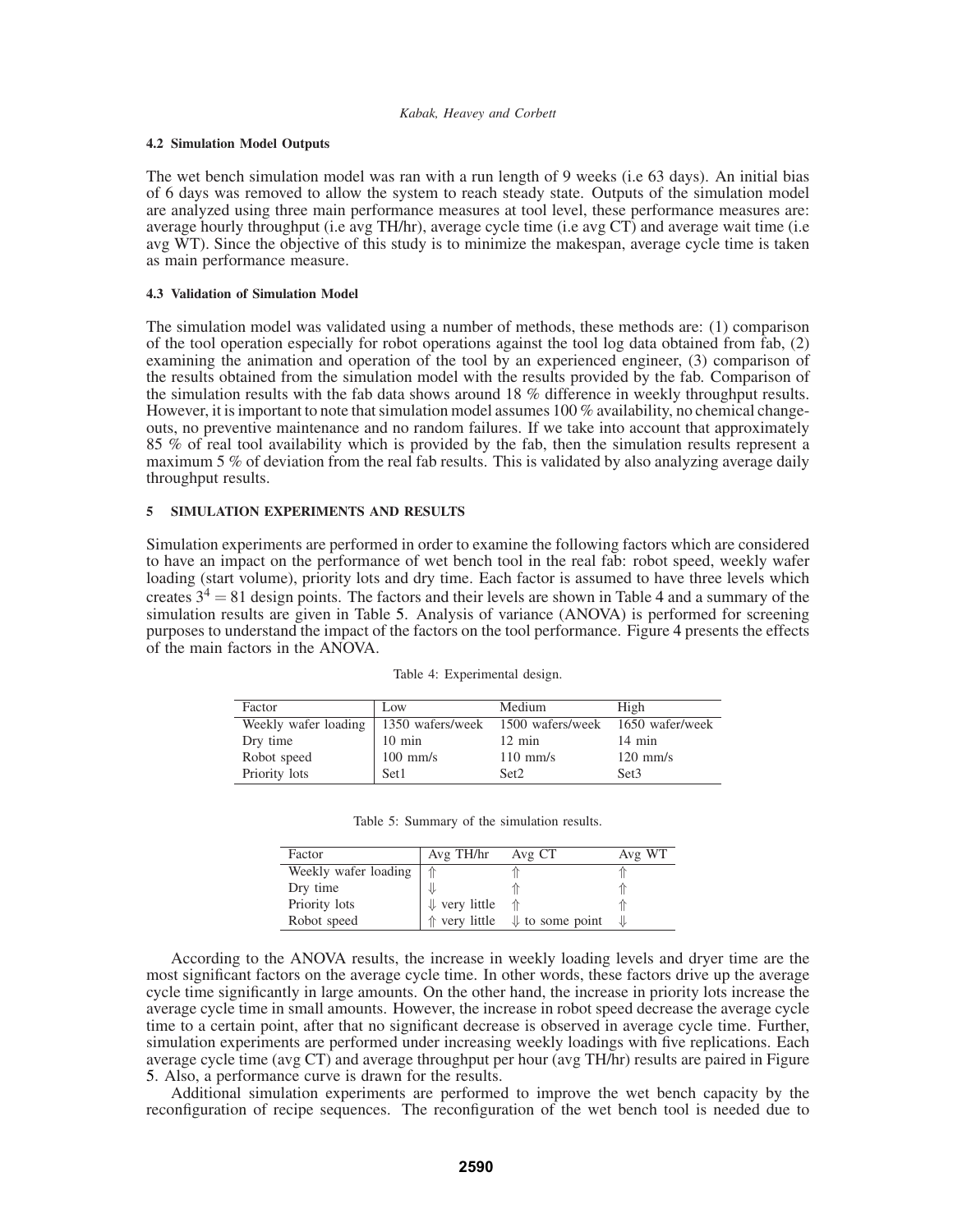### 4.2 Simulation Model Outputs

The wet bench simulation model was ran with a run length of 9 weeks (i.e 63 days). An initial bias of 6 days was removed to allow the system to reach steady state. Outputs of the simulation model are analyzed using three main performance measures at tool level, these performance measures are: average hourly throughput (i.e avg TH/hr), average cycle time (i.e avg CT) and average wait time (i.e avg WT). Since the objective of this study is to minimize the makespan, average cycle time is taken as main performance measure.

### 4.3 Validation of Simulation Model

The simulation model was validated using a number of methods, these methods are: (1) comparison of the tool operation especially for robot operations against the tool log data obtained from fab, (2) examining the animation and operation of the tool by an experienced engineer, (3) comparison of the results obtained from the simulation model with the results provided by the fab. Comparison of the simulation results with the fab data shows around 18 % difference in weekly throughput results. However, it is important to note that simulation model assumes 100 % availability, no chemical change-outs, no preventive maintenance and no random failures. If we take into account that approximately 85 % of real tool availability which is provided by the fab, then the simulation results represent a maximum 5 % of deviation from the real fab results. This is validated by also analyzing average daily throughput results.

## 5 SIMULATION EXPERIMENTS AND RESULTS

Simulation experiments are performed in order to examine the following factors which are considered to have an impact on the performance of wet bench tool in the real fab: robot speed, weekly wafer loading (start volume), priority lots and dry time. Each factor is assumed to have three levels which creates $3^4 = 81$ design points. The factors and their levels are shown in Table 4 and a summary of the simulation results are given in Table 5. Analysis of variance (ANOVA) is performed for screening purposes to understand the impact of the factors on the tool performance. Figure 4 presents the effects of the main factors in the ANOVA.

Table 4: Experimental design.

| Factor | Low | Medium | High |
|---|---|---|---|
| Weekly wafer loading | 1350 wafers/week | 1500 wafers/week | 1650 wafer/week |
| Dry time | 10 min | 12 min | 14 min |
| Robot speed | 100 mm/s | 110 mm/s | 120 mm/s |
| Priority lots | Set1 | Set2 | Set3 |

Table 5: Summary of the simulation results.

| Factor | Avg TH/hr | Avg CT | Avg WT |
|---|---|---|---|
| Weekly wafer loading | ⇑ | ⇑ | ⇑ |
| Dry time | ⇓ | ⇑ | ⇑ |
| Priority lots | ⇓ very little | ⇑ | ⇑ |
| Robot speed | ⇑ very little | ⇓ to some point | ⇓ |

According to the ANOVA results, the increase in weekly loading levels and dryer time are the most significant factors on the average cycle time. In other words, these factors drive up the average cycle time significantly in large amounts. On the other hand, the increase in priority lots increase the average cycle time in small amounts. However, the increase in robot speed decrease the average cycle time to a certain point, after that no significant decrease is observed in average cycle time. Further, simulation experiments are performed under increasing weekly loadings with five replications. Each average cycle time (avg CT) and average throughput per hour (avg TH/hr) results are paired in Figure 5. Also, a performance curve is drawn for the results.

Additional simulation experiments are performed to improve the wet bench capacity by the reconfiguration of recipe sequences. The reconfiguration of the wet bench tool is needed due to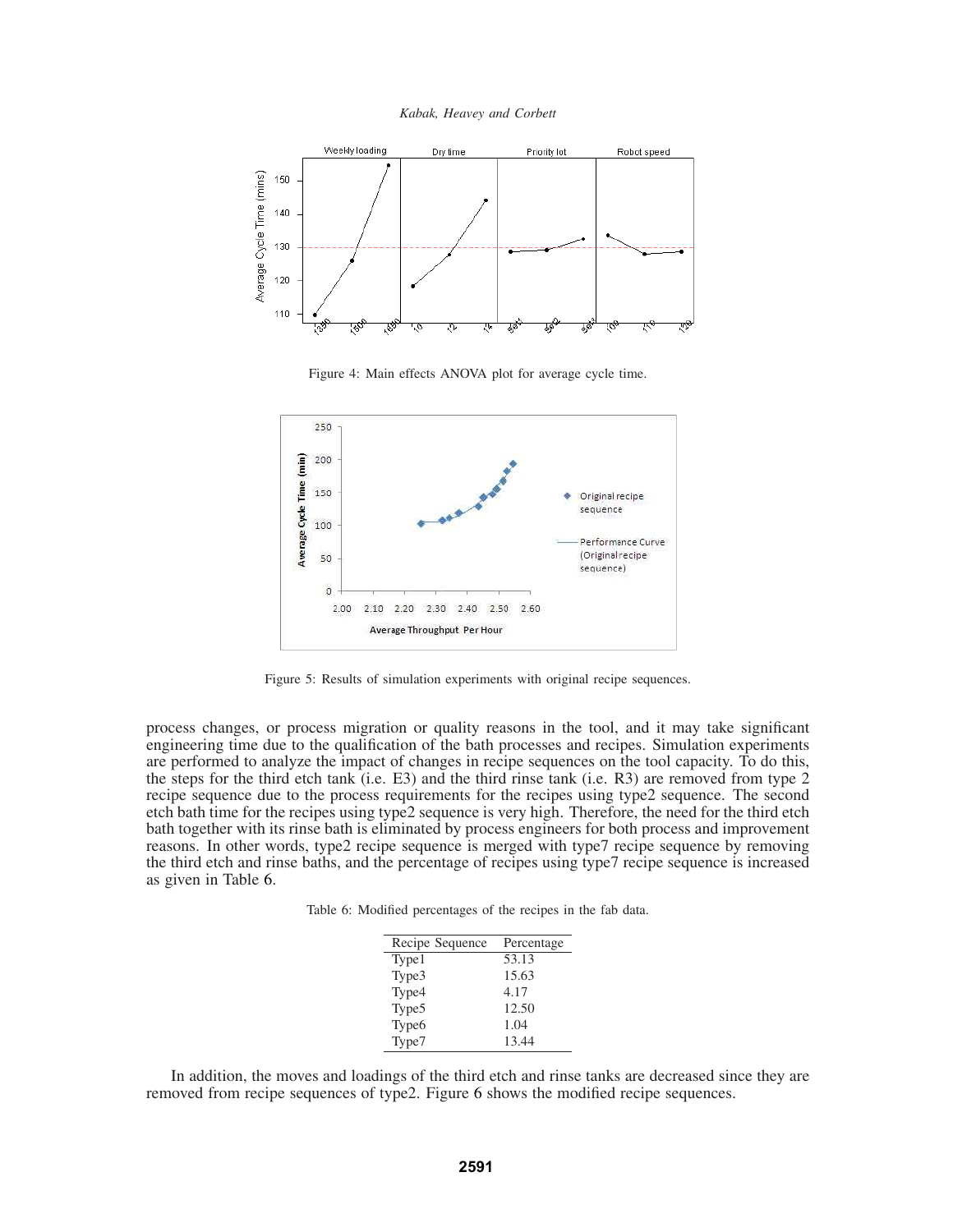Figure 4: Main effects ANOVA plot for average cycle time.

Figure 5: Results of simulation experiments with original recipe sequences.

process changes, or process migration or quality reasons in the tool, and it may take significant engineering time due to the qualification of the bath processes and recipes. Simulation experiments are performed to analyze the impact of changes in recipe sequences on the tool capacity. To do this, the steps for the third etch tank (i.e. E3) and the third rinse tank (i.e. R3) are removed from type 2 recipe sequence due to the process requirements for the recipes using type2 sequence. The second etch bath time for the recipes using type2 sequence is very high. Therefore, the need for the third etch bath together with its rinse bath is eliminated by process engineers for both process and improvement reasons. In other words, type2 recipe sequence is merged with type7 recipe sequence by removing the third etch and rinse baths, and the percentage of recipes using type7 recipe sequence is increased as given in Table 6.

Table 6: Modified percentages of the recipes in the fab data.

| Recipe Sequence | Percentage |
|---|---|
| Type1 | 53.13 |
| Type3 | 15.63 |
| Type4 | 4.17 |
| Type5 | 12.50 |
| Type6 | 1.04 |
| Type7 | 13.44 |

In addition, the moves and loadings of the third etch and rinse tanks are decreased since they are removed from recipe sequences of type2. Figure 6 shows the modified recipe sequences.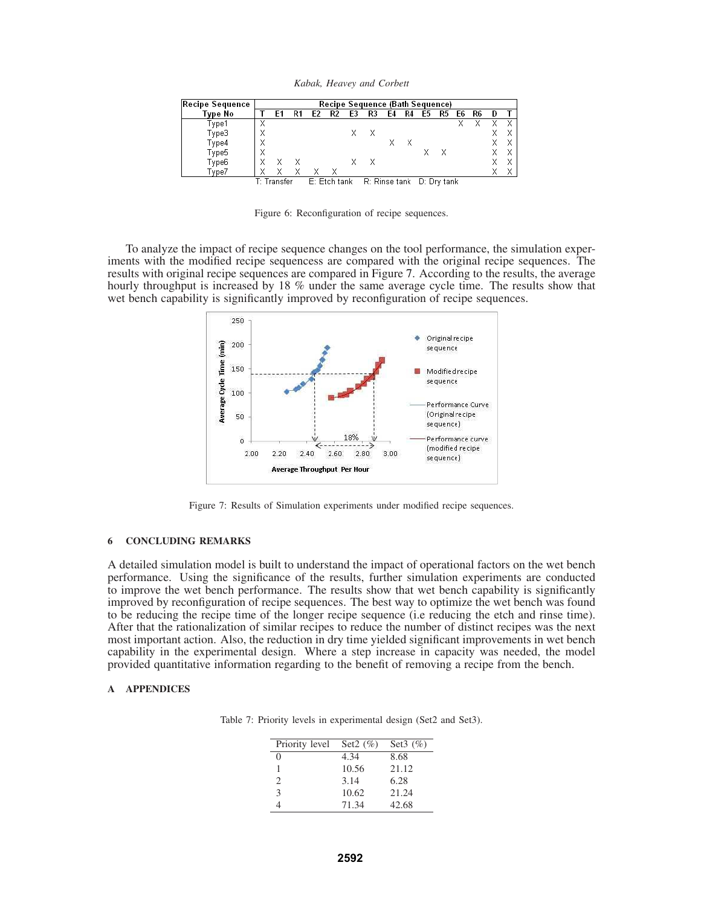| Recipe Sequence Type No | Recipe Sequence (Bath Sequence) | | | | | | | | | | | | | | |
|---|---|---|---|---|---|---|---|---|---|---|---|---|---|---|---|
| | T | E1 | R1 | E2 | R2 | E3 | R3 | E4 | R4 | E5 | R5 | E6 | R6 | D | T |
| Type1 | X | | | | | | | | | | | X | X | X | X |
| Type3 | X | | | | | X | X | | | | | | | X | X |
| Type4 | X | | | | | | | X | X | | | | | X | X |
| Type5 | X | | | | | | | | | X | X | | | X | X |
| Type6 | X | X | X | | | X | X | | | | | | | X | X |
| Type7 | X | X | X | X | X | | | | | | | | | X | X |

T: Transfer E: Etch tank R: Rinse tank D: Dry tank

Figure 6: Reconfiguration of recipe sequences.

To analyze the impact of recipe sequence changes on the tool performance, the simulation experiments with the modified recipe sequencess are compared with the original recipe sequences. The results with original recipe sequences are compared in Figure 7. According to the results, the average hourly throughput is increased by 18 % under the same average cycle time. The results show that wet bench capability is significantly improved by reconfiguration of recipe sequences.

Figure 7: Results of Simulation experiments under modified recipe sequences.

## 6 CONCLUDING REMARKS

A detailed simulation model is built to understand the impact of operational factors on the wet bench performance. Using the significance of the results, further simulation experiments are conducted to improve the wet bench performance. The results show that wet bench capability is significantly improved by reconfiguration of recipe sequences. The best way to optimize the wet bench was found to be reducing the recipe time of the longer recipe sequence (i.e reducing the etch and rinse time). After that the rationalization of similar recipes to reduce the number of distinct recipes was the next most important action. Also, the reduction in dry time yielded significant improvements in wet bench capability in the experimental design. Where a step increase in capacity was needed, the model provided quantitative information regarding to the benefit of removing a recipe from the bench.

## A APPENDICES

Table 7: Priority levels in experimental design (Set2 and Set3).

| Priority level | Set2 (%) | Set3 (%) |
|---|---|---|
| 0 | 4.34 | 8.68 |
| 1 | 10.56 | 21.12 |
| 2 | 3.14 | 6.28 |
| 3 | 10.62 | 21.24 |
| 4 | 71.34 | 42.68 |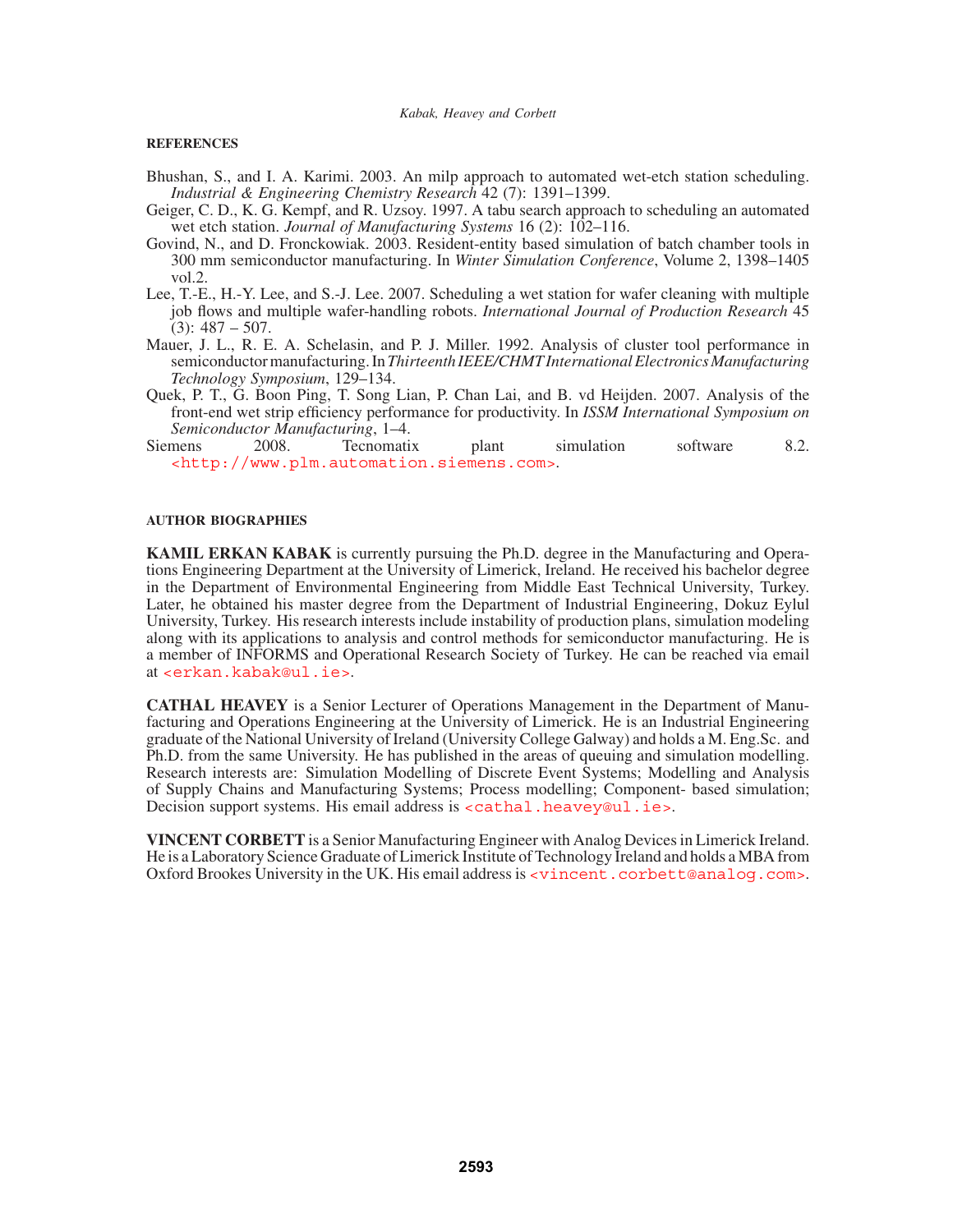## REFERENCES

Bhushan, S., and I. A. Karimi. 2003. An milp approach to automated wet-etch station scheduling. *Industrial & Engineering Chemistry Research* 42 (7): 1391–1399.

Geiger, C. D., K. G. Kempf, and R. Uzsoy. 1997. A tabu search approach to scheduling an automated wet etch station. *Journal of Manufacturing Systems* 16 (2): 102–116.

Govind, N., and D. Fronckowiak. 2003. Resident-entity based simulation of batch chamber tools in 300 mm semiconductor manufacturing. In *Winter Simulation Conference*, Volume 2, 1398–1405 vol.2.

Lee, T.-E., H.-Y. Lee, and S.-J. Lee. 2007. Scheduling a wet station for wafer cleaning with multiple job flows and multiple wafer-handling robots. *International Journal of Production Research* 45 (3): 487 – 507.

Mauer, J. L., R. E. A. Schelasin, and P. J. Miller. 1992. Analysis of cluster tool performance in semiconductor manufacturing. In *Thirteenth IEEE/CHMT International Electronics Manufacturing Technology Symposium*, 129–134.

Quek, P. T., G. Boon Ping, T. Song Lian, P. Chan Lai, and B. vd Heijden. 2007. Analysis of the front-end wet strip efficiency performance for productivity. In *ISSM International Symposium on Semiconductor Manufacturing*, 1–4.

Siemens 2008. Tecnomatix plant simulation software 8.2. <http://www.plm.automation.siemens.com>.

## AUTHOR BIOGRAPHIES

**KAMIL ERKAN KABAK** is currently pursuing the Ph.D. degree in the Manufacturing and Operations Engineering Department at the University of Limerick, Ireland. He received his bachelor degree in the Department of Environmental Engineering from Middle East Technical University, Turkey. Later, he obtained his master degree from the Department of Industrial Engineering, Dokuz Eylul University, Turkey. His research interests include instability of production plans, simulation modeling along with its applications to analysis and control methods for semiconductor manufacturing. He is a member of INFORMS and Operational Research Society of Turkey. He can be reached via email at <erkan.kabak@ul.ie>.

**CATHAL HEAVEY** is a Senior Lecturer of Operations Management in the Department of Manufacturing and Operations Engineering at the University of Limerick. He is an Industrial Engineering graduate of the National University of Ireland (University College Galway) and holds a M. Eng.Sc. and Ph.D. from the same University. He has published in the areas of queuing and simulation modelling. Research interests are: Simulation Modelling of Discrete Event Systems; Modelling and Analysis of Supply Chains and Manufacturing Systems; Process modelling; Component- based simulation; Decision support systems. His email address is <cathal.heavey@ul.ie>.

**VINCENT CORBETT** is a Senior Manufacturing Engineer with Analog Devices in Limerick Ireland. He is a Laboratory Science Graduate of Limerick Institute of Technology Ireland and holds a MBA from Oxford Brookes University in the UK. His email address is <vincent.corbett@analog.com>.